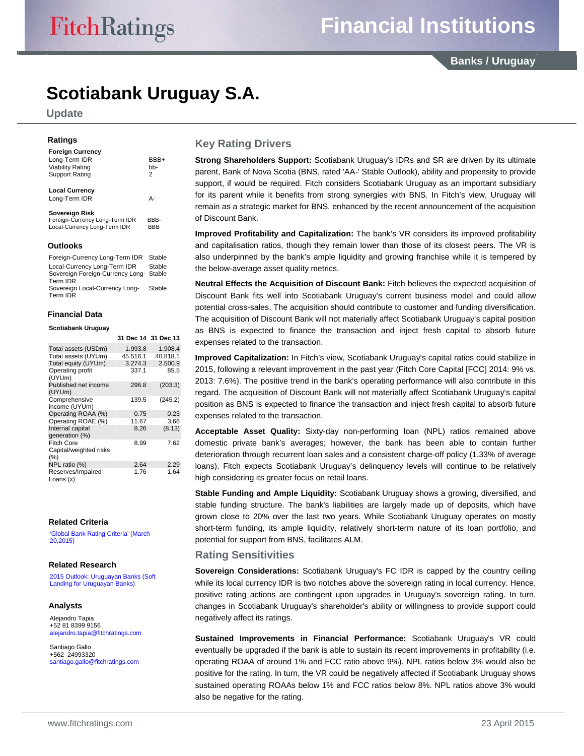# Scotiabank Uruguay S.A.

## Update

### Ratings

**Foreign Currency**

| | |
|---|---|
| Long-Term IDR | BBB+ |
| Viability Rating | bb- |
| Support Rating | 2 |

**Local Currency**

| | |
|---|---|
| Long-Term IDR | A- |

**Sovereign Risk**

| | |
|---|---|
| Foreign-Currency Long-Term IDR | BBB- |
| Local-Currency Long-Term IDR | BBB |

### Outlooks

| | |
|---|---|
| Foreign-Currency Long-Term IDR | Stable |
| Local-Currency Long-Term IDR | Stable |
| Sovereign Foreign-Currency Long-Term IDR | Stable |
| Sovereign Local-Currency Long-Term IDR | Stable |

### Financial Data

**Scotiabank Uruguay**

| | 31 Dec 14 | 31 Dec 13 |
|---|---|---|
| Total assets (USDm) | 1.993.8 | 1.908.4 |
| Total assets (UYUm) | 45.516.1 | 40.818.1 |
| Total equity (UYUm) | 3.274.3 | 2.500.9 |
| Operating profit (UYUm) | 337.1 | 85.5 |
| Published net income (UYUm) | 296.8 | (203.3) |
| Comprehensive income (UYUm) | 139.5 | (245.2) |
| Operating ROAA (%) | 0.75 | 0.23 |
| Operating ROAE (%) | 11.67 | 3.66 |
| Internal capital generation (%) | 8.26 | (8.13) |
| Fitch Core Capital/weighted risks (%) | 8.99 | 7.62 |
| NPL ratio (%) | 2.64 | 2.29 |
| Reserves/Impaired Loans (x) | 1.76 | 1.64 |

### Related Criteria

'Global Bank Rating Criteria' (March 20,2015)

### Related Research

2015 Outlook: Uruguayan Banks (Soft Landing for Uruguayan Banks)

### Analysts

Alejandro Tapia
+52 81 8399 9156
alejandro.tapia@fitchratings.com

Santiago Gallo
+562 24993320
santiago.gallo@fitchratings.com

## Key Rating Drivers

**Strong Shareholders Support:** Scotiabank Uruguay's IDRs and SR are driven by its ultimate parent, Bank of Nova Scotia (BNS, rated 'AA-' Stable Outlook), ability and propensity to provide support, if would be required. Fitch considers Scotiabank Uruguay as an important subsidiary for its parent while it benefits from strong synergies with BNS. In Fitch's view, Uruguay will remain as a strategic market for BNS, enhanced by the recent announcement of the acquisition of Discount Bank.

**Improved Profitability and Capitalization:** The bank's VR considers its improved profitability and capitalisation ratios, though they remain lower than those of its closest peers. The VR is also underpinned by the bank's ample liquidity and growing franchise while it is tempered by the below-average asset quality metrics.

**Neutral Effects the Acquisition of Discount Bank:** Fitch believes the expected acquisition of Discount Bank fits well into Scotiabank Uruguay's current business model and could allow potential cross-sales. The acquisition should contribute to customer and funding diversification. The acquisition of Discount Bank will not materially affect Scotiabank Uruguay's capital position as BNS is expected to finance the transaction and inject fresh capital to absorb future expenses related to the transaction.

**Improved Capitalization:** In Fitch's view, Scotiabank Uruguay's capital ratios could stabilize in 2015, following a relevant improvement in the past year (Fitch Core Capital [FCC] 2014: 9% vs. 2013: 7.6%). The positive trend in the bank's operating performance will also contribute in this regard. The acquisition of Discount Bank will not materially affect Scotiabank Uruguay's capital position as BNS is expected to finance the transaction and inject fresh capital to absorb future expenses related to the transaction.

**Acceptable Asset Quality:** Sixty-day non-performing loan (NPL) ratios remained above domestic private bank's averages; however, the bank has been able to contain further deterioration through recurrent loan sales and a consistent charge-off policy (1.33% of average loans). Fitch expects Scotiabank Uruguay's delinquency levels will continue to be relatively high considering its greater focus on retail loans.

**Stable Funding and Ample Liquidity:** Scotiabank Uruguay shows a growing, diversified, and stable funding structure. The bank's liabilities are largely made up of deposits, which have grown close to 20% over the last two years. While Scotiabank Uruguay operates on mostly short-term funding, its ample liquidity, relatively short-term nature of its loan portfolio, and potential for support from BNS, facilitates ALM.

## Rating Sensitivities

**Sovereign Considerations:** Scotiabank Uruguay's FC IDR is capped by the country ceiling while its local currency IDR is two notches above the sovereign rating in local currency. Hence, positive rating actions are contingent upon upgrades in Uruguay's sovereign rating. In turn, changes in Scotiabank Uruguay's shareholder's ability or willingness to provide support could negatively affect its ratings.

**Sustained Improvements in Financial Performance:** Scotiabank Uruguay's VR could eventually be upgraded if the bank is able to sustain its recent improvements in profitability (i.e. operating ROAA of around 1% and FCC ratio above 9%). NPL ratios below 3% would also be positive for the rating. In turn, the VR could be negatively affected if Scotiabank Uruguay shows sustained operating ROAAs below 1% and FCC ratios below 8%. NPL ratios above 3% would also be negative for the rating.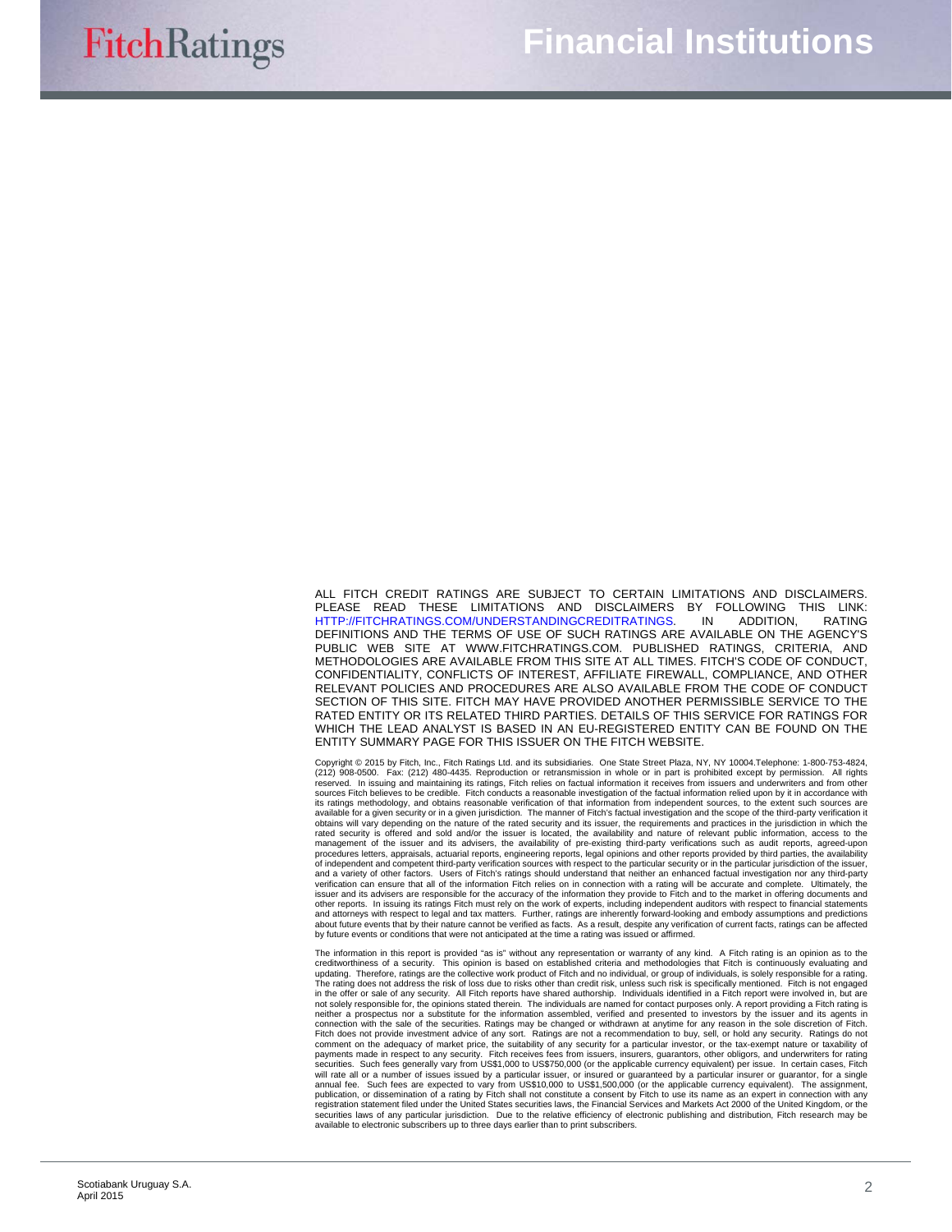ALL FITCH CREDIT RATINGS ARE SUBJECT TO CERTAIN LIMITATIONS AND DISCLAIMERS. PLEASE READ THESE LIMITATIONS AND DISCLAIMERS BY FOLLOWING THIS LINK: HTTP://FITCHRATINGS.COM/UNDERSTANDINGCREDITRATINGS. IN ADDITION, RATING DEFINITIONS AND THE TERMS OF USE OF SUCH RATINGS ARE AVAILABLE ON THE AGENCY'S PUBLIC WEB SITE AT WWW.FITCHRATINGS.COM. PUBLISHED RATINGS, CRITERIA, AND METHODOLOGIES ARE AVAILABLE FROM THIS SITE AT ALL TIMES. FITCH'S CODE OF CONDUCT, CONFIDENTIALITY, CONFLICTS OF INTEREST, AFFILIATE FIREWALL, COMPLIANCE, AND OTHER RELEVANT POLICIES AND PROCEDURES ARE ALSO AVAILABLE FROM THE CODE OF CONDUCT SECTION OF THIS SITE. FITCH MAY HAVE PROVIDED ANOTHER PERMISSIBLE SERVICE TO THE RATED ENTITY OR ITS RELATED THIRD PARTIES. DETAILS OF THIS SERVICE FOR RATINGS FOR WHICH THE LEAD ANALYST IS BASED IN AN EU-REGISTERED ENTITY CAN BE FOUND ON THE ENTITY SUMMARY PAGE FOR THIS ISSUER ON THE FITCH WEBSITE.

Copyright © 2015 by Fitch, Inc., Fitch Ratings Ltd. and its subsidiaries. One State Street Plaza, NY, NY 10004.Telephone: 1-800-753-4824, (212) 908-0500. Fax: (212) 480-4435. Reproduction or retransmission in whole or in part is prohibited except by permission. All rights reserved. In issuing and maintaining its ratings, Fitch relies on factual information it receives from issuers and underwriters and from other sources Fitch believes to be credible. Fitch conducts a reasonable investigation of the factual information relied upon by it in accordance with its ratings methodology, and obtains reasonable verification of that information from independent sources, to the extent such sources are available for a given security or in a given jurisdiction. The manner of Fitch's factual investigation and the scope of the third-party verification it obtains will vary depending on the nature of the rated security and its issuer, the requirements and practices in the jurisdiction in which the rated security is offered and sold and/or the issuer is located, the availability and nature of relevant public information, access to the management of the issuer and its advisers, the availability of pre-existing third-party verifications such as audit reports, agreed-upon procedures letters, appraisals, actuarial reports, engineering reports, legal opinions and other reports provided by third parties, the availability of independent and competent third-party verification sources with respect to the particular security or in the particular jurisdiction of the issuer, and a variety of other factors. Users of Fitch's ratings should understand that neither an enhanced factual investigation nor any third-party verification can ensure that all of the information Fitch relies on in connection with a rating will be accurate and complete. Ultimately, the issuer and its advisers are responsible for the accuracy of the information they provide to Fitch and to the market in offering documents and other reports. In issuing its ratings Fitch must rely on the work of experts, including independent auditors with respect to financial statements and attorneys with respect to legal and tax matters. Further, ratings are inherently forward-looking and embody assumptions and predictions about future events that by their nature cannot be verified as facts. As a result, despite any verification of current facts, ratings can be affected by future events or conditions that were not anticipated at the time a rating was issued or affirmed.

The information in this report is provided "as is" without any representation or warranty of any kind. A Fitch rating is an opinion as to the creditworthiness of a security. This opinion is based on established criteria and methodologies that Fitch is continuously evaluating and updating. Therefore, ratings are the collective work product of Fitch and no individual, or group of individuals, is solely responsible for a rating. The rating does not address the risk of loss due to risks other than credit risk, unless such risk is specifically mentioned. Fitch is not engaged in the offer or sale of any security. All Fitch reports have shared authorship. Individuals identified in a Fitch report were involved in, but are not solely responsible for, the opinions stated therein. The individuals are named for contact purposes only. A report providing a Fitch rating is neither a prospectus nor a substitute for the information assembled, verified and presented to investors by the issuer and its agents in connection with the sale of the securities. Ratings may be changed or withdrawn at anytime for any reason in the sole discretion of Fitch. Fitch does not provide investment advice of any sort. Ratings are not a recommendation to buy, sell, or hold any security. Ratings do not comment on the adequacy of market price, the suitability of any security for a particular investor, or the tax-exempt nature or taxability of payments made in respect to any security. Fitch receives fees from issuers, insurers, guarantors, other obligors, and underwriters for rating securities. Such fees generally vary from US$1,000 to US$750,000 (or the applicable currency equivalent) per issue. In certain cases, Fitch will rate all or a number of issues issued by a particular issuer, or insured or guaranteed by a particular insurer or guarantor, for a single annual fee. Such fees are expected to vary from US$10,000 to US$1,500,000 (or the applicable currency equivalent). The assignment, publication, or dissemination of a rating by Fitch shall not constitute a consent by Fitch to use its name as an expert in connection with any registration statement filed under the United States securities laws, the Financial Services and Markets Act 2000 of the United Kingdom, or the securities laws of any particular jurisdiction. Due to the relative efficiency of electronic publishing and distribution, Fitch research may be available to electronic subscribers up to three days earlier than to print subscribers.